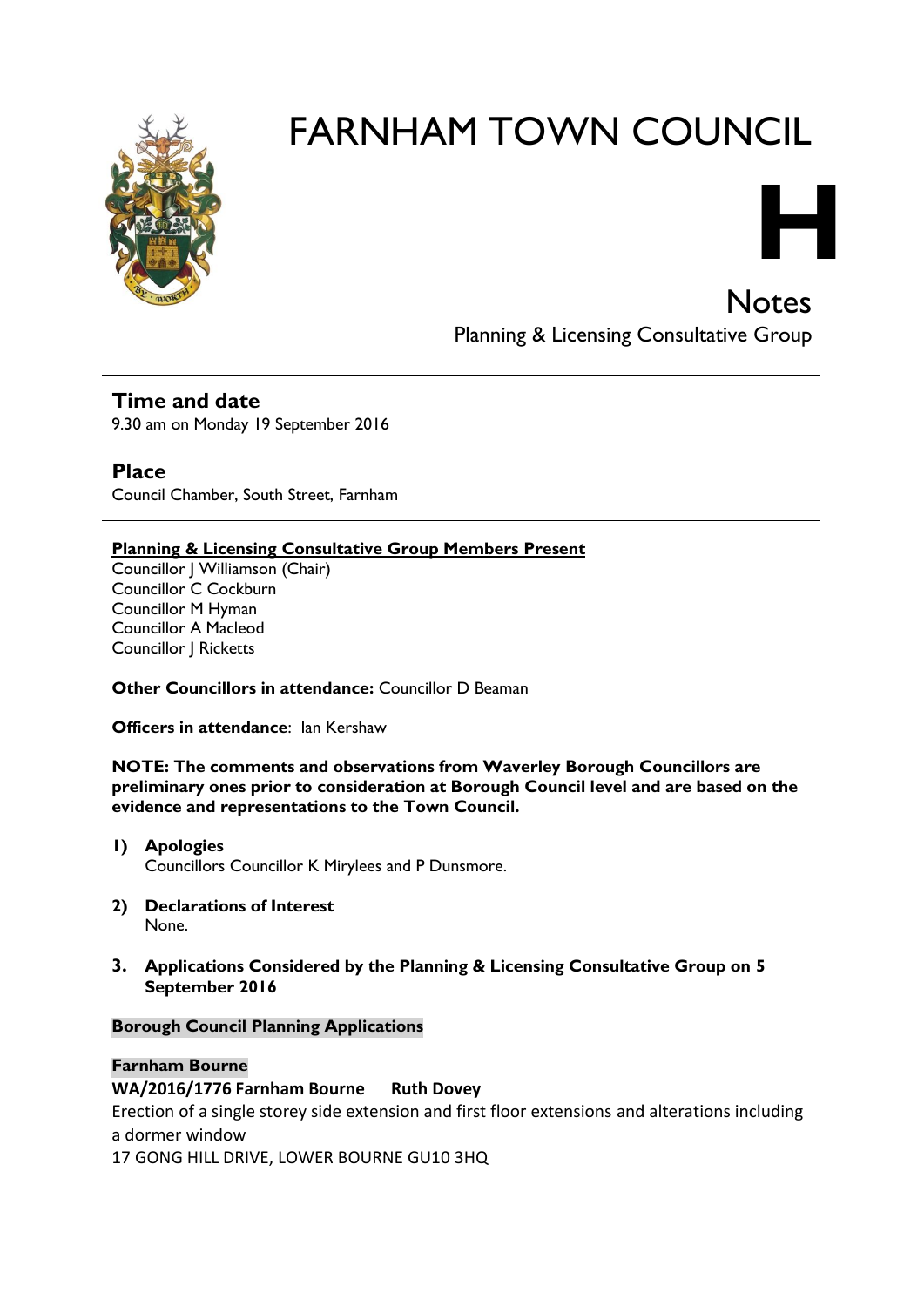# FARNHAM TOWN COUNCIL

**H**

## Notes
Planning & Licensing Consultative Group

---

### Time and date
9.30 am on Monday 19 September 2016

### Place
Council Chamber, South Street, Farnham

---

**Planning & Licensing Consultative Group Members Present**

Councillor J Williamson (Chair)
Councillor C Cockburn
Councillor M Hyman
Councillor A Macleod
Councillor J Ricketts

**Other Councillors in attendance:** Councillor D Beaman

**Officers in attendance**: Ian Kershaw

**NOTE: The comments and observations from Waverley Borough Councillors are preliminary ones prior to consideration at Borough Council level and are based on the evidence and representations to the Town Council.**

1) **Apologies**
   Councillors Councillor K Mirylees and P Dunsmore.

2) **Declarations of Interest**
   None.

3. **Applications Considered by the Planning & Licensing Consultative Group on 5 September 2016**

**Borough Council Planning Applications**

**Farnham Bourne**

**WA/2016/1776 Farnham Bourne Ruth Dovey**
Erection of a single storey side extension and first floor extensions and alterations including a dormer window
17 GONG HILL DRIVE, LOWER BOURNE GU10 3HQ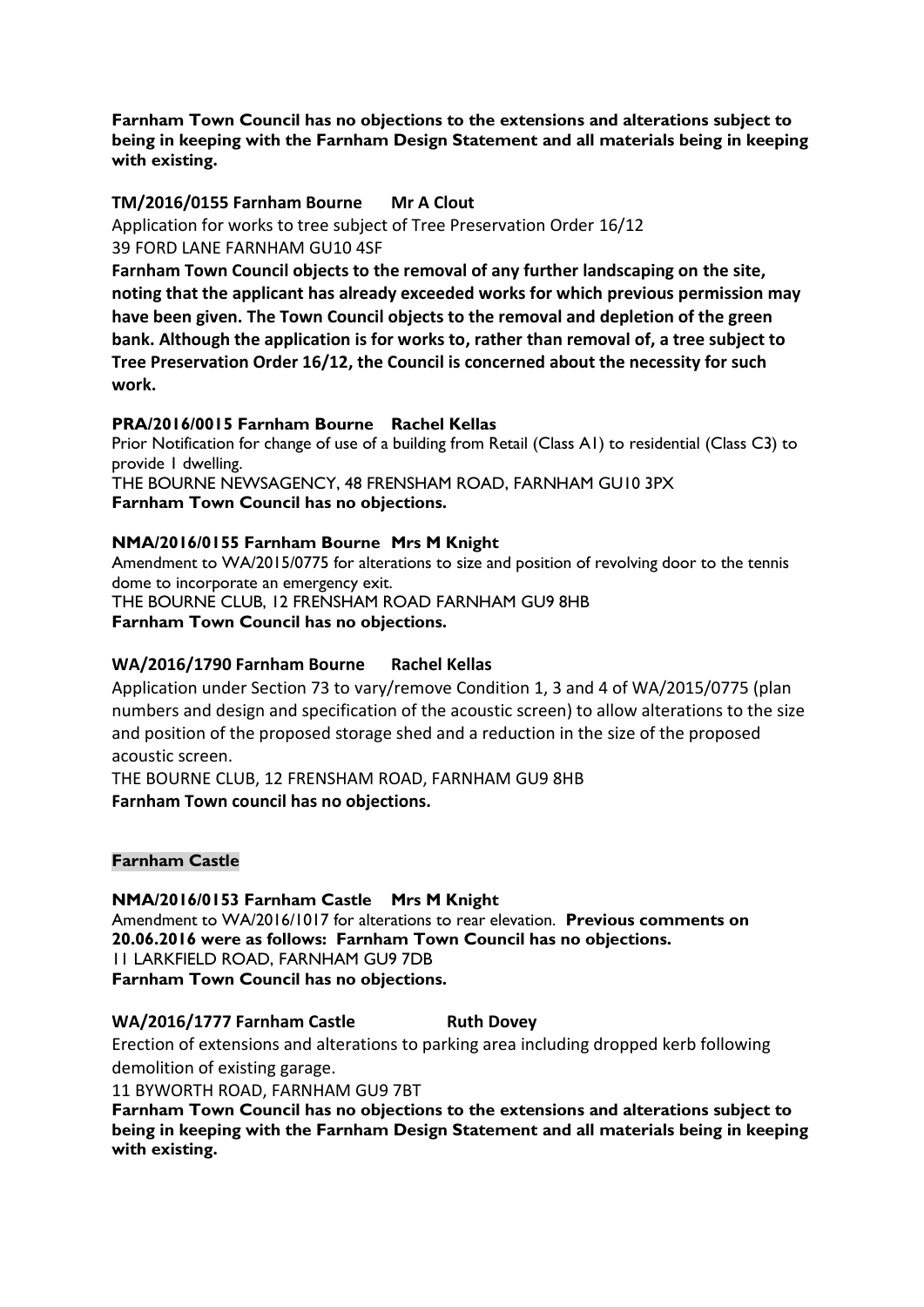**Farnham Town Council has no objections to the extensions and alterations subject to being in keeping with the Farnham Design Statement and all materials being in keeping with existing.**

**TM/2016/0155 Farnham Bourne Mr A Clout**

Application for works to tree subject of Tree Preservation Order 16/12
39 FORD LANE FARNHAM GU10 4SF

**Farnham Town Council objects to the removal of any further landscaping on the site, noting that the applicant has already exceeded works for which previous permission may have been given. The Town Council objects to the removal and depletion of the green bank. Although the application is for works to, rather than removal of, a tree subject to Tree Preservation Order 16/12, the Council is concerned about the necessity for such work.**

**PRA/2016/0015 Farnham Bourne Rachel Kellas**

Prior Notification for change of use of a building from Retail (Class A1) to residential (Class C3) to provide 1 dwelling.
THE BOURNE NEWSAGENCY, 48 FRENSHAM ROAD, FARNHAM GU10 3PX
**Farnham Town Council has no objections.**

**NMA/2016/0155 Farnham Bourne Mrs M Knight**

Amendment to WA/2015/0775 for alterations to size and position of revolving door to the tennis dome to incorporate an emergency exit.
THE BOURNE CLUB, 12 FRENSHAM ROAD FARNHAM GU9 8HB
**Farnham Town Council has no objections.**

**WA/2016/1790 Farnham Bourne Rachel Kellas**

Application under Section 73 to vary/remove Condition 1, 3 and 4 of WA/2015/0775 (plan numbers and design and specification of the acoustic screen) to allow alterations to the size and position of the proposed storage shed and a reduction in the size of the proposed acoustic screen.
THE BOURNE CLUB, 12 FRENSHAM ROAD, FARNHAM GU9 8HB
**Farnham Town council has no objections.**

**Farnham Castle**

**NMA/2016/0153 Farnham Castle Mrs M Knight**

Amendment to WA/2016/1017 for alterations to rear elevation. **Previous comments on 20.06.2016 were as follows: Farnham Town Council has no objections.**
11 LARKFIELD ROAD, FARNHAM GU9 7DB
**Farnham Town Council has no objections.**

**WA/2016/1777 Farnham Castle Ruth Dovey**

Erection of extensions and alterations to parking area including dropped kerb following demolition of existing garage.
11 BYWORTH ROAD, FARNHAM GU9 7BT
**Farnham Town Council has no objections to the extensions and alterations subject to being in keeping with the Farnham Design Statement and all materials being in keeping with existing.**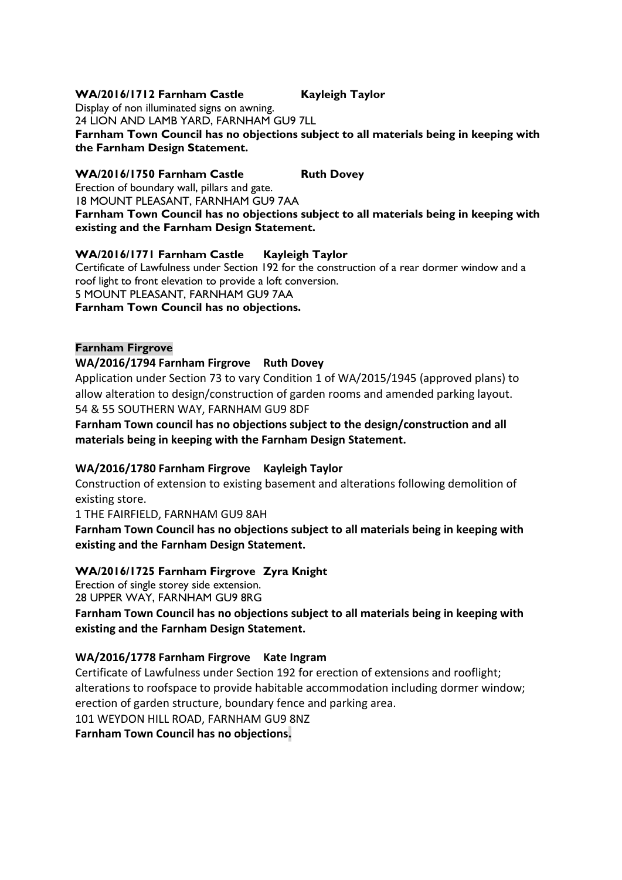**WA/2016/1712 Farnham Castle Kayleigh Taylor**

Display of non illuminated signs on awning.

24 LION AND LAMB YARD, FARNHAM GU9 7LL

**Farnham Town Council has no objections subject to all materials being in keeping with the Farnham Design Statement.**

**WA/2016/1750 Farnham Castle Ruth Dovey**

Erection of boundary wall, pillars and gate.

18 MOUNT PLEASANT, FARNHAM GU9 7AA

**Farnham Town Council has no objections subject to all materials being in keeping with existing and the Farnham Design Statement.**

**WA/2016/1771 Farnham Castle Kayleigh Taylor**

Certificate of Lawfulness under Section 192 for the construction of a rear dormer window and a roof light to front elevation to provide a loft conversion.

5 MOUNT PLEASANT, FARNHAM GU9 7AA

**Farnham Town Council has no objections.**

**Farnham Firgrove**

**WA/2016/1794 Farnham Firgrove Ruth Dovey**

Application under Section 73 to vary Condition 1 of WA/2015/1945 (approved plans) to allow alteration to design/construction of garden rooms and amended parking layout.

54 & 55 SOUTHERN WAY, FARNHAM GU9 8DF

**Farnham Town council has no objections subject to the design/construction and all materials being in keeping with the Farnham Design Statement.**

**WA/2016/1780 Farnham Firgrove Kayleigh Taylor**

Construction of extension to existing basement and alterations following demolition of existing store.

1 THE FAIRFIELD, FARNHAM GU9 8AH

**Farnham Town Council has no objections subject to all materials being in keeping with existing and the Farnham Design Statement.**

**WA/2016/1725 Farnham Firgrove Zyra Knight**

Erection of single storey side extension.

28 UPPER WAY, FARNHAM GU9 8RG

**Farnham Town Council has no objections subject to all materials being in keeping with existing and the Farnham Design Statement.**

**WA/2016/1778 Farnham Firgrove Kate Ingram**

Certificate of Lawfulness under Section 192 for erection of extensions and rooflight; alterations to roofspace to provide habitable accommodation including dormer window; erection of garden structure, boundary fence and parking area.

101 WEYDON HILL ROAD, FARNHAM GU9 8NZ

**Farnham Town Council has no objections.**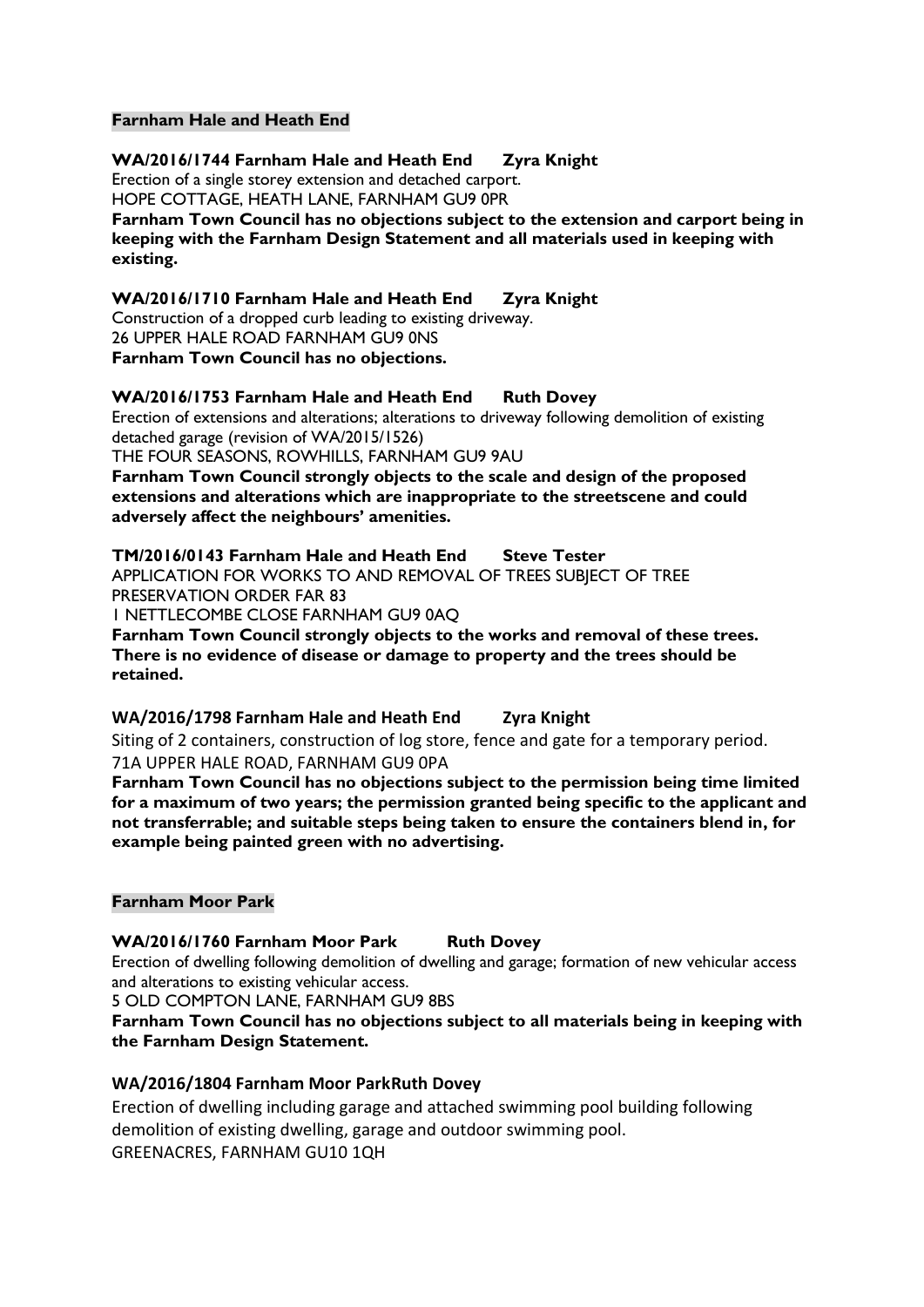## Farnham Hale and Heath End

**WA/2016/1744 Farnham Hale and Heath End Zyra Knight**

Erection of a single storey extension and detached carport.

HOPE COTTAGE, HEATH LANE, FARNHAM GU9 0PR

**Farnham Town Council has no objections subject to the extension and carport being in keeping with the Farnham Design Statement and all materials used in keeping with existing.**

**WA/2016/1710 Farnham Hale and Heath End Zyra Knight**

Construction of a dropped curb leading to existing driveway.

26 UPPER HALE ROAD FARNHAM GU9 0NS

**Farnham Town Council has no objections.**

**WA/2016/1753 Farnham Hale and Heath End Ruth Dovey**

Erection of extensions and alterations; alterations to driveway following demolition of existing detached garage (revision of WA/2015/1526)

THE FOUR SEASONS, ROWHILLS, FARNHAM GU9 9AU

**Farnham Town Council strongly objects to the scale and design of the proposed extensions and alterations which are inappropriate to the streetscene and could adversely affect the neighbours' amenities.**

**TM/2016/0143 Farnham Hale and Heath End Steve Tester**

APPLICATION FOR WORKS TO AND REMOVAL OF TREES SUBJECT OF TREE PRESERVATION ORDER FAR 83

1 NETTLECOMBE CLOSE FARNHAM GU9 0AQ

**Farnham Town Council strongly objects to the works and removal of these trees. There is no evidence of disease or damage to property and the trees should be retained.**

**WA/2016/1798 Farnham Hale and Heath End Zyra Knight**

Siting of 2 containers, construction of log store, fence and gate for a temporary period.

71A UPPER HALE ROAD, FARNHAM GU9 0PA

**Farnham Town Council has no objections subject to the permission being time limited for a maximum of two years; the permission granted being specific to the applicant and not transferrable; and suitable steps being taken to ensure the containers blend in, for example being painted green with no advertising.**

## Farnham Moor Park

**WA/2016/1760 Farnham Moor Park Ruth Dovey**

Erection of dwelling following demolition of dwelling and garage; formation of new vehicular access and alterations to existing vehicular access.

5 OLD COMPTON LANE, FARNHAM GU9 8BS

**Farnham Town Council has no objections subject to all materials being in keeping with the Farnham Design Statement.**

**WA/2016/1804 Farnham Moor ParkRuth Dovey**

Erection of dwelling including garage and attached swimming pool building following demolition of existing dwelling, garage and outdoor swimming pool.

GREENACRES, FARNHAM GU10 1QH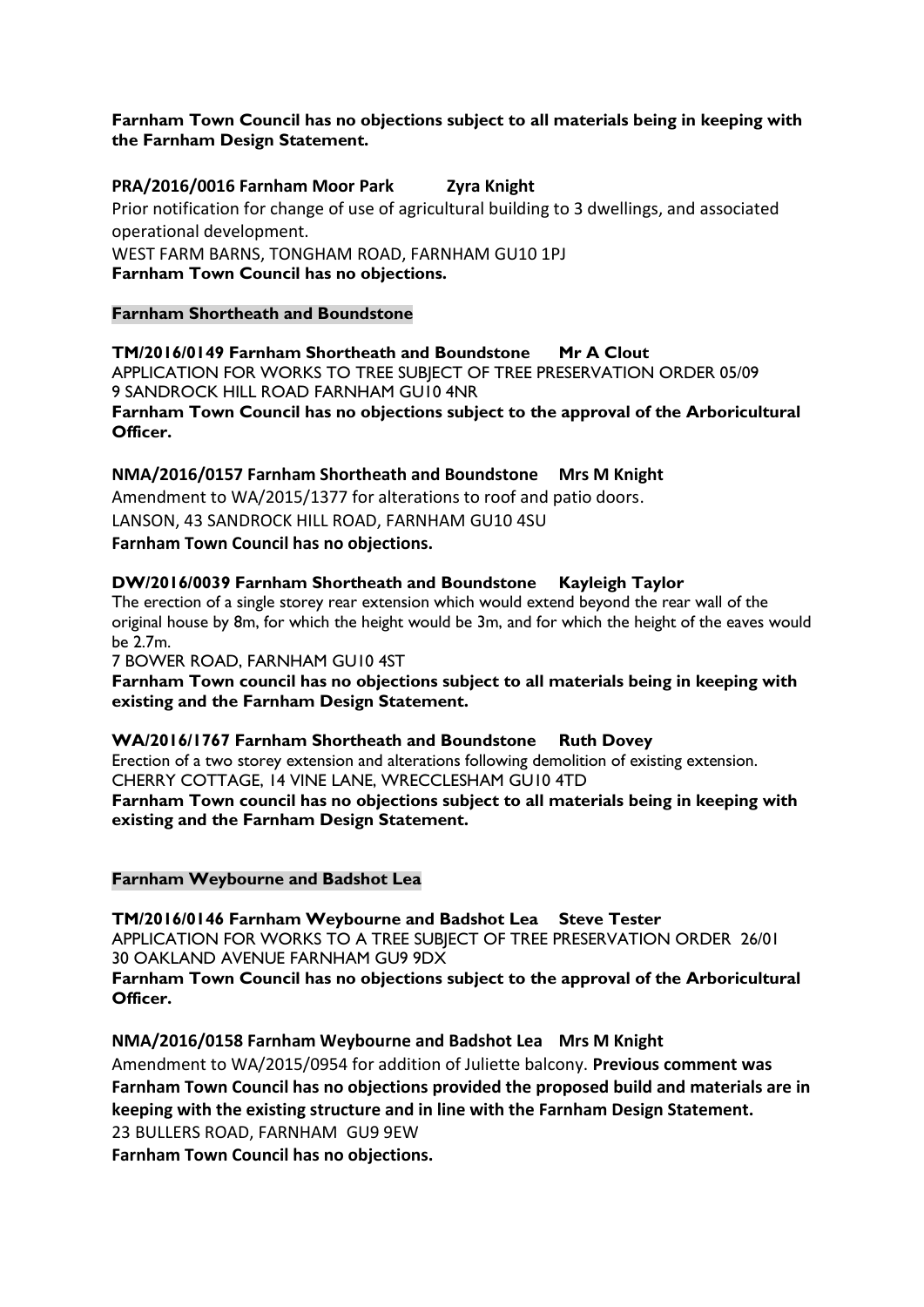**Farnham Town Council has no objections subject to all materials being in keeping with the Farnham Design Statement.**

**PRA/2016/0016 Farnham Moor Park Zyra Knight**

Prior notification for change of use of agricultural building to 3 dwellings, and associated operational development.

WEST FARM BARNS, TONGHAM ROAD, FARNHAM GU10 1PJ

**Farnham Town Council has no objections.**

### Farnham Shortheath and Boundstone

**TM/2016/0149 Farnham Shortheath and Boundstone Mr A Clout**

APPLICATION FOR WORKS TO TREE SUBJECT OF TREE PRESERVATION ORDER 05/09

9 SANDROCK HILL ROAD FARNHAM GU10 4NR

**Farnham Town Council has no objections subject to the approval of the Arboricultural Officer.**

**NMA/2016/0157 Farnham Shortheath and Boundstone Mrs M Knight**

Amendment to WA/2015/1377 for alterations to roof and patio doors.

LANSON, 43 SANDROCK HILL ROAD, FARNHAM GU10 4SU

**Farnham Town Council has no objections.**

**DW/2016/0039 Farnham Shortheath and Boundstone Kayleigh Taylor**

The erection of a single storey rear extension which would extend beyond the rear wall of the original house by 8m, for which the height would be 3m, and for which the height of the eaves would be 2.7m.

7 BOWER ROAD, FARNHAM GU10 4ST

**Farnham Town council has no objections subject to all materials being in keeping with existing and the Farnham Design Statement.**

**WA/2016/1767 Farnham Shortheath and Boundstone Ruth Dovey**

Erection of a two storey extension and alterations following demolition of existing extension.

CHERRY COTTAGE, 14 VINE LANE, WRECCLESHAM GU10 4TD

**Farnham Town council has no objections subject to all materials being in keeping with existing and the Farnham Design Statement.**

### Farnham Weybourne and Badshot Lea

**TM/2016/0146 Farnham Weybourne and Badshot Lea Steve Tester**

APPLICATION FOR WORKS TO A TREE SUBJECT OF TREE PRESERVATION ORDER 26/01

30 OAKLAND AVENUE FARNHAM GU9 9DX

**Farnham Town Council has no objections subject to the approval of the Arboricultural Officer.**

**NMA/2016/0158 Farnham Weybourne and Badshot Lea Mrs M Knight**

Amendment to WA/2015/0954 for addition of Juliette balcony. **Previous comment was Farnham Town Council has no objections provided the proposed build and materials are in keeping with the existing structure and in line with the Farnham Design Statement.**

23 BULLERS ROAD, FARNHAM GU9 9EW

**Farnham Town Council has no objections.**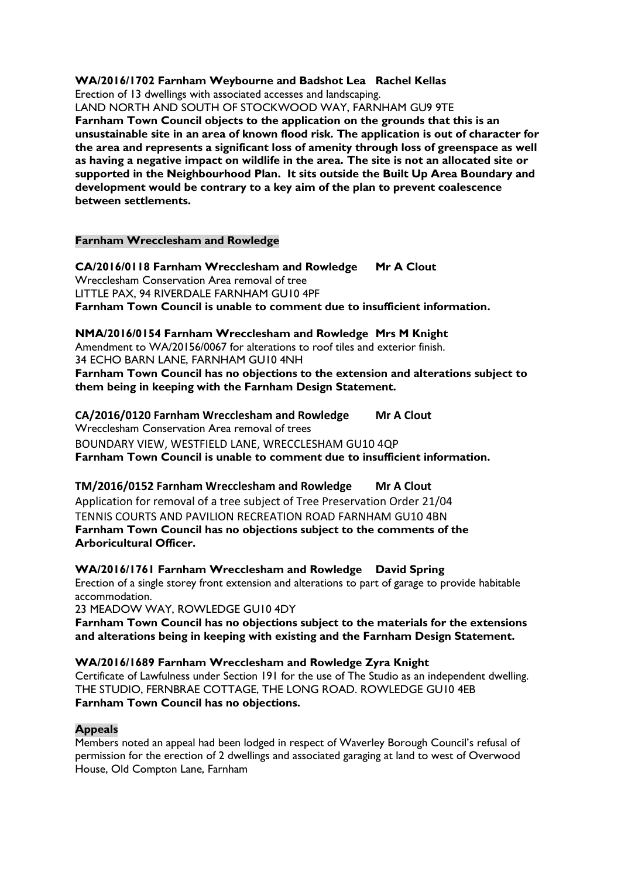**WA/2016/1702 Farnham Weybourne and Badshot Lea Rachel Kellas**
Erection of 13 dwellings with associated accesses and landscaping.
LAND NORTH AND SOUTH OF STOCKWOOD WAY, FARNHAM GU9 9TE
**Farnham Town Council objects to the application on the grounds that this is an unsustainable site in an area of known flood risk. The application is out of character for the area and represents a significant loss of amenity through loss of greenspace as well as having a negative impact on wildlife in the area. The site is not an allocated site or supported in the Neighbourhood Plan. It sits outside the Built Up Area Boundary and development would be contrary to a key aim of the plan to prevent coalescence between settlements.**

## Farnham Wrecclesham and Rowledge

**CA/2016/0118 Farnham Wrecclesham and Rowledge Mr A Clout**
Wrecclesham Conservation Area removal of tree
LITTLE PAX, 94 RIVERDALE FARNHAM GU10 4PF
**Farnham Town Council is unable to comment due to insufficient information.**

**NMA/2016/0154 Farnham Wrecclesham and Rowledge Mrs M Knight**
Amendment to WA/20156/0067 for alterations to roof tiles and exterior finish.
34 ECHO BARN LANE, FARNHAM GU10 4NH
**Farnham Town Council has no objections to the extension and alterations subject to them being in keeping with the Farnham Design Statement.**

**CA/2016/0120 Farnham Wrecclesham and Rowledge Mr A Clout**
Wrecclesham Conservation Area removal of trees
BOUNDARY VIEW, WESTFIELD LANE, WRECCLESHAM GU10 4QP
**Farnham Town Council is unable to comment due to insufficient information.**

**TM/2016/0152 Farnham Wrecclesham and Rowledge Mr A Clout**
Application for removal of a tree subject of Tree Preservation Order 21/04
TENNIS COURTS AND PAVILION RECREATION ROAD FARNHAM GU10 4BN
**Farnham Town Council has no objections subject to the comments of the Arboricultural Officer.**

**WA/2016/1761 Farnham Wrecclesham and Rowledge David Spring**
Erection of a single storey front extension and alterations to part of garage to provide habitable accommodation.
23 MEADOW WAY, ROWLEDGE GU10 4DY
**Farnham Town Council has no objections subject to the materials for the extensions and alterations being in keeping with existing and the Farnham Design Statement.**

**WA/2016/1689 Farnham Wrecclesham and Rowledge Zyra Knight**
Certificate of Lawfulness under Section 191 for the use of The Studio as an independent dwelling.
THE STUDIO, FERNBRAE COTTAGE, THE LONG ROAD. ROWLEDGE GU10 4EB
**Farnham Town Council has no objections.**

## Appeals

Members noted an appeal had been lodged in respect of Waverley Borough Council's refusal of permission for the erection of 2 dwellings and associated garaging at land to west of Overwood House, Old Compton Lane, Farnham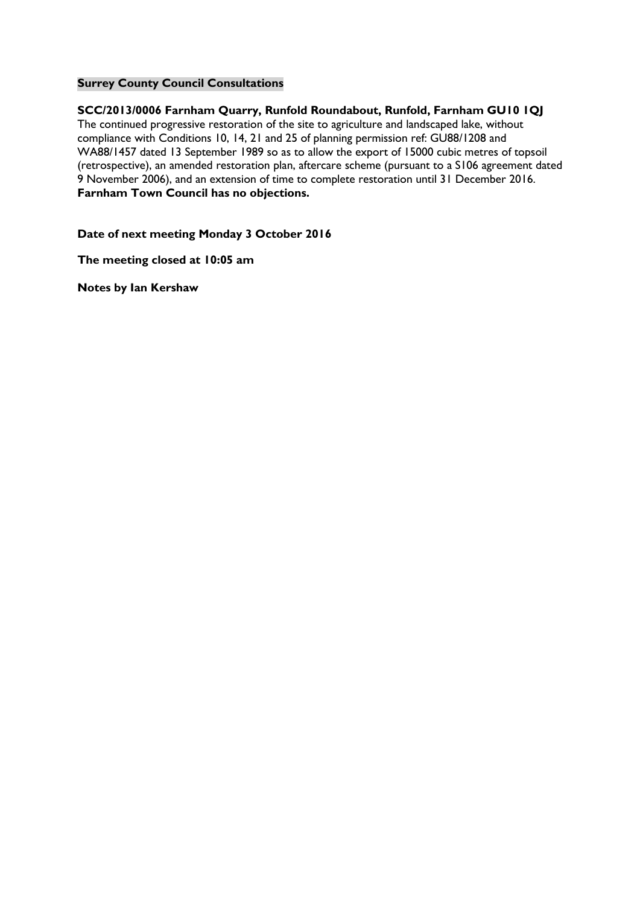**Surrey County Council Consultations**

**SCC/2013/0006 Farnham Quarry, Runfold Roundabout, Runfold, Farnham GU10 1QJ**
The continued progressive restoration of the site to agriculture and landscaped lake, without compliance with Conditions 10, 14, 21 and 25 of planning permission ref: GU88/1208 and WA88/1457 dated 13 September 1989 so as to allow the export of 15000 cubic metres of topsoil (retrospective), an amended restoration plan, aftercare scheme (pursuant to a S106 agreement dated 9 November 2006), and an extension of time to complete restoration until 31 December 2016.
**Farnham Town Council has no objections.**

**Date of next meeting Monday 3 October 2016**

**The meeting closed at 10:05 am**

**Notes by Ian Kershaw**